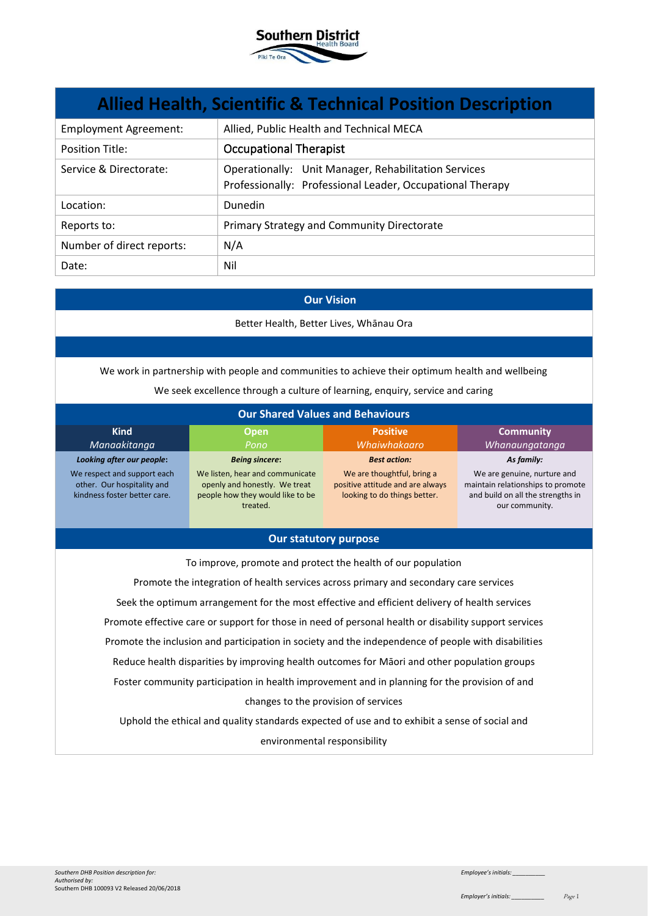Southern District Health Board

Piki Te Ora

# Allied Health, Scientific & Technical Position Description

| | |
|---|---|
| Employment Agreement: | Allied, Public Health and Technical MECA |
| Position Title: | Occupational Therapist |
| Service & Directorate: | Operationally: Unit Manager, Rehabilitation Services<br>Professionally: Professional Leader, Occupational Therapy |
| Location: | Dunedin |
| Reports to: | Primary Strategy and Community Directorate |
| Number of direct reports: | N/A |
| Date: | Nil |

## Our Vision

Better Health, Better Lives, Whānau Ora

We work in partnership with people and communities to achieve their optimum health and wellbeing

We seek excellence through a culture of learning, enquiry, service and caring

## Our Shared Values and Behaviours

| Kind<br>*Manaakitanga* | Open<br>*Pono* | Positive<br>*Whaiwhakaaro* | Community<br>*Whanaungatanga* |
|---|---|---|---|
| ***Looking after our people:***<br>We respect and support each other. Our hospitality and kindness foster better care. | ***Being sincere:***<br>We listen, hear and communicate openly and honestly. We treat people how they would like to be treated. | ***Best action:***<br>We are thoughtful, bring a positive attitude and are always looking to do things better. | ***As family:***<br>We are genuine, nurture and maintain relationships to promote and build on all the strengths in our community. |

## Our statutory purpose

To improve, promote and protect the health of our population

Promote the integration of health services across primary and secondary care services

Seek the optimum arrangement for the most effective and efficient delivery of health services

Promote effective care or support for those in need of personal health or disability support services

Promote the inclusion and participation in society and the independence of people with disabilities

Reduce health disparities by improving health outcomes for Māori and other population groups

Foster community participation in health improvement and in planning for the provision of and changes to the provision of services

Uphold the ethical and quality standards expected of use and to exhibit a sense of social and environmental responsibility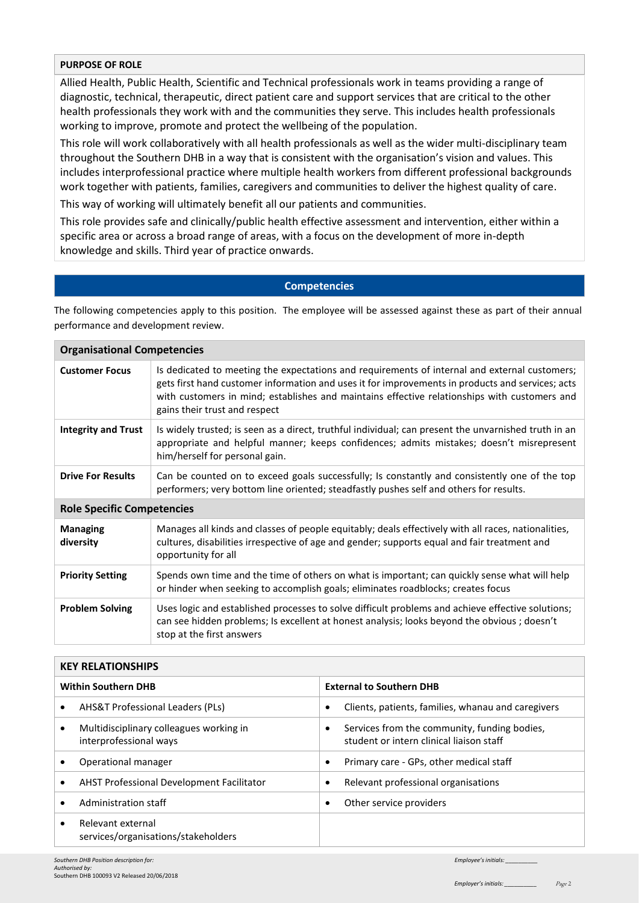## PURPOSE OF ROLE

Allied Health, Public Health, Scientific and Technical professionals work in teams providing a range of diagnostic, technical, therapeutic, direct patient care and support services that are critical to the other health professionals they work with and the communities they serve. This includes health professionals working to improve, promote and protect the wellbeing of the population.

This role will work collaboratively with all health professionals as well as the wider multi-disciplinary team throughout the Southern DHB in a way that is consistent with the organisation's vision and values. This includes interprofessional practice where multiple health workers from different professional backgrounds work together with patients, families, caregivers and communities to deliver the highest quality of care.

This way of working will ultimately benefit all our patients and communities.

This role provides safe and clinically/public health effective assessment and intervention, either within a specific area or across a broad range of areas, with a focus on the development of more in-depth knowledge and skills. Third year of practice onwards.

## Competencies

The following competencies apply to this position. The employee will be assessed against these as part of their annual performance and development review.

| | |
|---|---|
| **Organisational Competencies** | |
| **Customer Focus** | Is dedicated to meeting the expectations and requirements of internal and external customers; gets first hand customer information and uses it for improvements in products and services; acts with customers in mind; establishes and maintains effective relationships with customers and gains their trust and respect |
| **Integrity and Trust** | Is widely trusted; is seen as a direct, truthful individual; can present the unvarnished truth in an appropriate and helpful manner; keeps confidences; admits mistakes; doesn't misrepresent him/herself for personal gain. |
| **Drive For Results** | Can be counted on to exceed goals successfully; Is constantly and consistently one of the top performers; very bottom line oriented; steadfastly pushes self and others for results. |
| **Role Specific Competencies** | |
| **Managing diversity** | Manages all kinds and classes of people equitably; deals effectively with all races, nationalities, cultures, disabilities irrespective of age and gender; supports equal and fair treatment and opportunity for all |
| **Priority Setting** | Spends own time and the time of others on what is important; can quickly sense what will help or hinder when seeking to accomplish goals; eliminates roadblocks; creates focus |
| **Problem Solving** | Uses logic and established processes to solve difficult problems and achieve effective solutions; can see hidden problems; Is excellent at honest analysis; looks beyond the obvious ; doesn't stop at the first answers |

## KEY RELATIONSHIPS

| Within Southern DHB | External to Southern DHB |
|---|---|
| • AHS&T Professional Leaders (PLs) | • Clients, patients, families, whanau and caregivers |
| • Multidisciplinary colleagues working in interprofessional ways | • Services from the community, funding bodies, student or intern clinical liaison staff |
| • Operational manager | • Primary care - GPs, other medical staff |
| • AHST Professional Development Facilitator | • Relevant professional organisations |
| • Administration staff | • Other service providers |
| • Relevant external services/organisations/stakeholders | |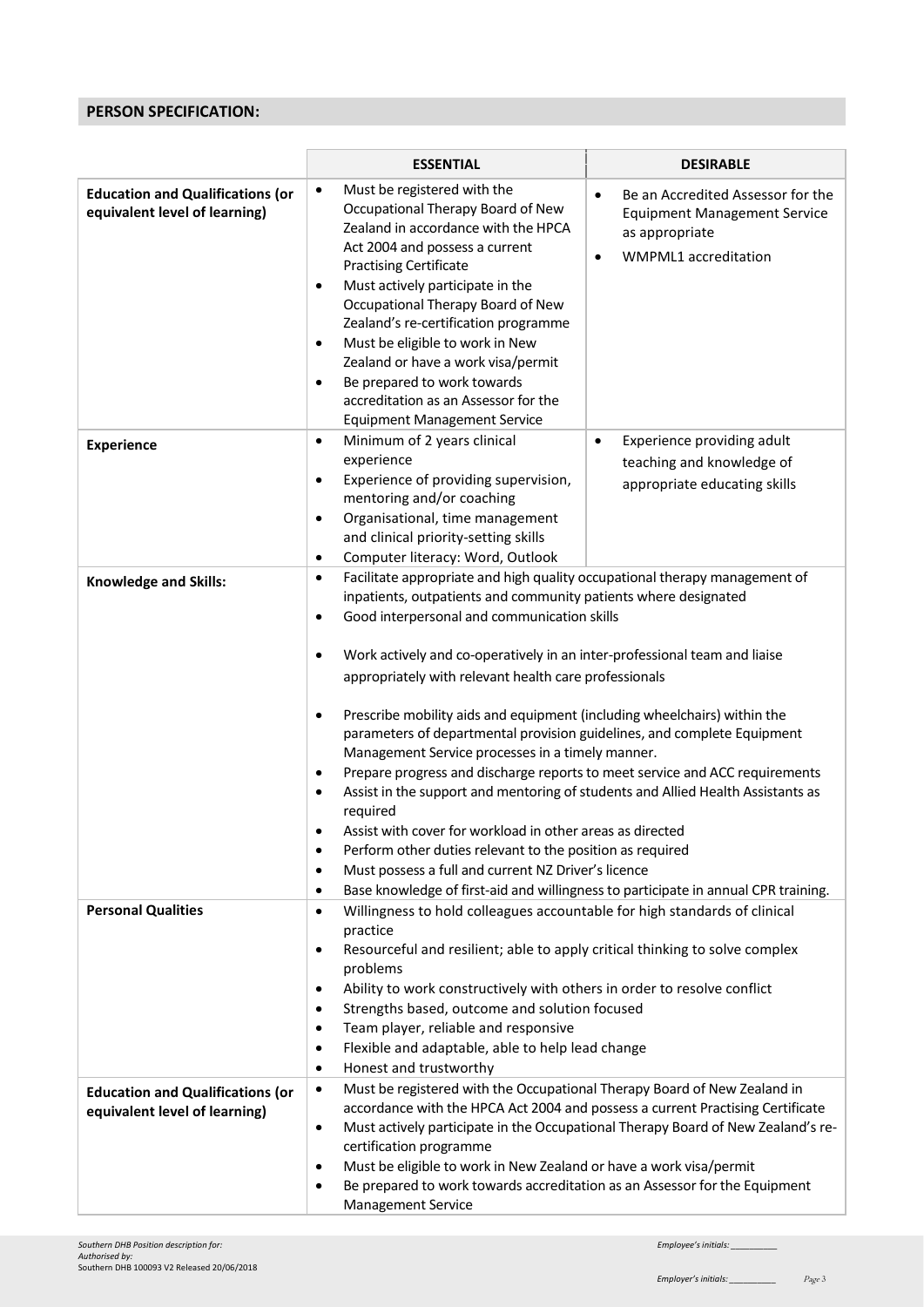## PERSON SPECIFICATION:

| | ESSENTIAL | DESIRABLE |
|---|---|---|
| **Education and Qualifications (or equivalent level of learning)** | • Must be registered with the Occupational Therapy Board of New Zealand in accordance with the HPCA Act 2004 and possess a current Practising Certificate<br>• Must actively participate in the Occupational Therapy Board of New Zealand's re-certification programme<br>• Must be eligible to work in New Zealand or have a work visa/permit<br>• Be prepared to work towards accreditation as an Assessor for the Equipment Management Service | • Be an Accredited Assessor for the Equipment Management Service as appropriate<br>• WMPML1 accreditation |
| **Experience** | • Minimum of 2 years clinical experience<br>• Experience of providing supervision, mentoring and/or coaching<br>• Organisational, time management and clinical priority-setting skills<br>• Computer literacy: Word, Outlook | • Experience providing adult teaching and knowledge of appropriate educating skills |
| **Knowledge and Skills:** | • Facilitate appropriate and high quality occupational therapy management of inpatients, outpatients and community patients where designated<br>• Good interpersonal and communication skills<br>• Work actively and co-operatively in an inter-professional team and liaise appropriately with relevant health care professionals<br>• Prescribe mobility aids and equipment (including wheelchairs) within the parameters of departmental provision guidelines, and complete Equipment Management Service processes in a timely manner.<br>• Prepare progress and discharge reports to meet service and ACC requirements<br>• Assist in the support and mentoring of students and Allied Health Assistants as required<br>• Assist with cover for workload in other areas as directed<br>• Perform other duties relevant to the position as required<br>• Must possess a full and current NZ Driver's licence<br>• Base knowledge of first-aid and willingness to participate in annual CPR training. | |
| **Personal Qualities** | • Willingness to hold colleagues accountable for high standards of clinical practice<br>• Resourceful and resilient; able to apply critical thinking to solve complex problems<br>• Ability to work constructively with others in order to resolve conflict<br>• Strengths based, outcome and solution focused<br>• Team player, reliable and responsive<br>• Flexible and adaptable, able to help lead change<br>• Honest and trustworthy | |
| **Education and Qualifications (or equivalent level of learning)** | • Must be registered with the Occupational Therapy Board of New Zealand in accordance with the HPCA Act 2004 and possess a current Practising Certificate<br>• Must actively participate in the Occupational Therapy Board of New Zealand's re-certification programme<br>• Must be eligible to work in New Zealand or have a work visa/permit<br>• Be prepared to work towards accreditation as an Assessor for the Equipment Management Service | |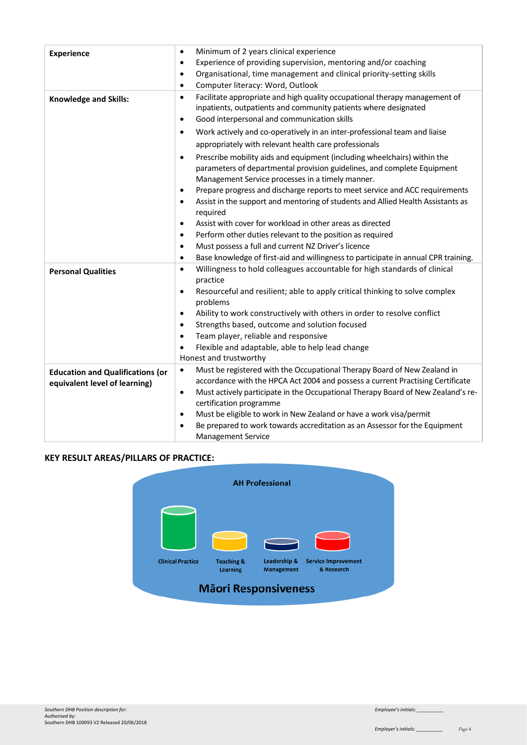| | |
|---|---|
| **Experience** | • Minimum of 2 years clinical experience<br>• Experience of providing supervision, mentoring and/or coaching<br>• Organisational, time management and clinical priority-setting skills<br>• Computer literacy: Word, Outlook |
| **Knowledge and Skills:** | • Facilitate appropriate and high quality occupational therapy management of inpatients, outpatients and community patients where designated<br>• Good interpersonal and communication skills<br>• Work actively and co-operatively in an inter-professional team and liaise appropriately with relevant health care professionals<br>• Prescribe mobility aids and equipment (including wheelchairs) within the parameters of departmental provision guidelines, and complete Equipment Management Service processes in a timely manner.<br>• Prepare progress and discharge reports to meet service and ACC requirements<br>• Assist in the support and mentoring of students and Allied Health Assistants as required<br>• Assist with cover for workload in other areas as directed<br>• Perform other duties relevant to the position as required<br>• Must possess a full and current NZ Driver's licence<br>• Base knowledge of first-aid and willingness to participate in annual CPR training. |
| **Personal Qualities** | • Willingness to hold colleagues accountable for high standards of clinical practice<br>• Resourceful and resilient; able to apply critical thinking to solve complex problems<br>• Ability to work constructively with others in order to resolve conflict<br>• Strengths based, outcome and solution focused<br>• Team player, reliable and responsive<br>• Flexible and adaptable, able to help lead change<br>Honest and trustworthy |
| **Education and Qualifications (or equivalent level of learning)** | • Must be registered with the Occupational Therapy Board of New Zealand in accordance with the HPCA Act 2004 and possess a current Practising Certificate<br>• Must actively participate in the Occupational Therapy Board of New Zealand's re-certification programme<br>• Must be eligible to work in New Zealand or have a work visa/permit<br>• Be prepared to work towards accreditation as an Assessor for the Equipment Management Service |

**KEY RESULT AREAS/PILLARS OF PRACTICE:**

AH Professional

Clinical Practice

Teaching & Learning

Leadership & Management

Service Improvement & Research

Māori Responsiveness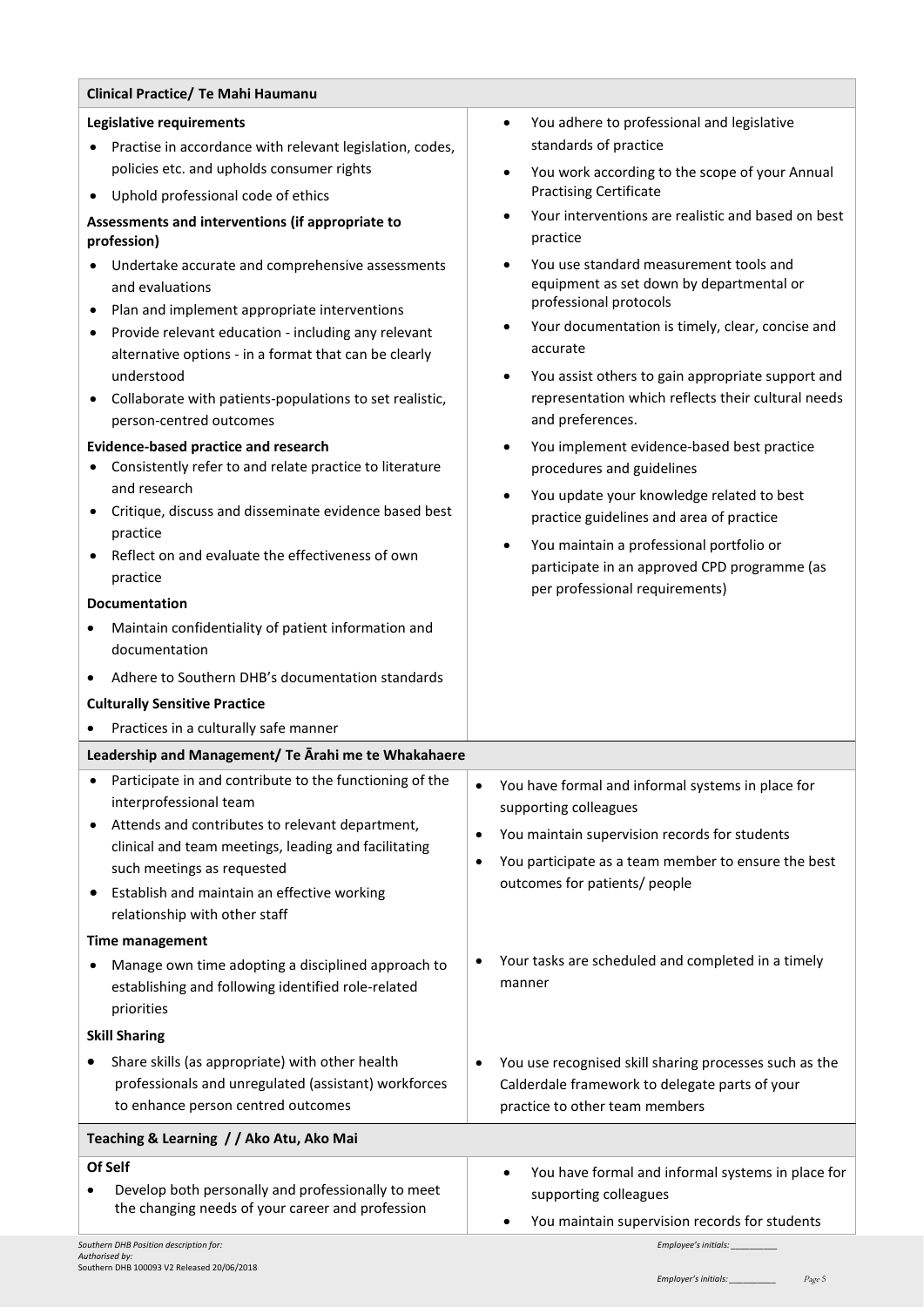| Clinical Practice/ Te Mahi Haumanu | |
|---|---|
| **Legislative requirements**<br>• Practise in accordance with relevant legislation, codes, policies etc. and upholds consumer rights<br>• Uphold professional code of ethics<br>**Assessments and interventions (if appropriate to profession)**<br>• Undertake accurate and comprehensive assessments and evaluations<br>• Plan and implement appropriate interventions<br>• Provide relevant education - including any relevant alternative options - in a format that can be clearly understood<br>• Collaborate with patients-populations to set realistic, person-centred outcomes<br>**Evidence-based practice and research**<br>• Consistently refer to and relate practice to literature and research<br>• Critique, discuss and disseminate evidence based best practice<br>• Reflect on and evaluate the effectiveness of own practice<br>**Documentation**<br>• Maintain confidentiality of patient information and documentation<br>• Adhere to Southern DHB's documentation standards<br>**Culturally Sensitive Practice**<br>• Practices in a culturally safe manner | • You adhere to professional and legislative standards of practice<br>• You work according to the scope of your Annual Practising Certificate<br>• Your interventions are realistic and based on best practice<br>• You use standard measurement tools and equipment as set down by departmental or professional protocols<br>• Your documentation is timely, clear, concise and accurate<br>• You assist others to gain appropriate support and representation which reflects their cultural needs and preferences.<br>• You implement evidence-based best practice procedures and guidelines<br>• You update your knowledge related to best practice guidelines and area of practice<br>• You maintain a professional portfolio or participate in an approved CPD programme (as per professional requirements) |
| **Leadership and Management/ Te Ārahi me te Whakahaere** | |
| • Participate in and contribute to the functioning of the interprofessional team<br>• Attends and contributes to relevant department, clinical and team meetings, leading and facilitating such meetings as requested<br>• Establish and maintain an effective working relationship with other staff | • You have formal and informal systems in place for supporting colleagues<br>• You maintain supervision records for students<br>• You participate as a team member to ensure the best outcomes for patients/ people |
| **Time management**<br>• Manage own time adopting a disciplined approach to establishing and following identified role-related priorities | • Your tasks are scheduled and completed in a timely manner |
| **Skill Sharing**<br>• Share skills (as appropriate) with other health professionals and unregulated (assistant) workforces to enhance person centred outcomes | • You use recognised skill sharing processes such as the Calderdale framework to delegate parts of your practice to other team members |
| **Teaching & Learning / / Ako Atu, Ako Mai** | |
| **Of Self**<br>• Develop both personally and professionally to meet the changing needs of your career and profession | • You have formal and informal systems in place for supporting colleagues<br>• You maintain supervision records for students |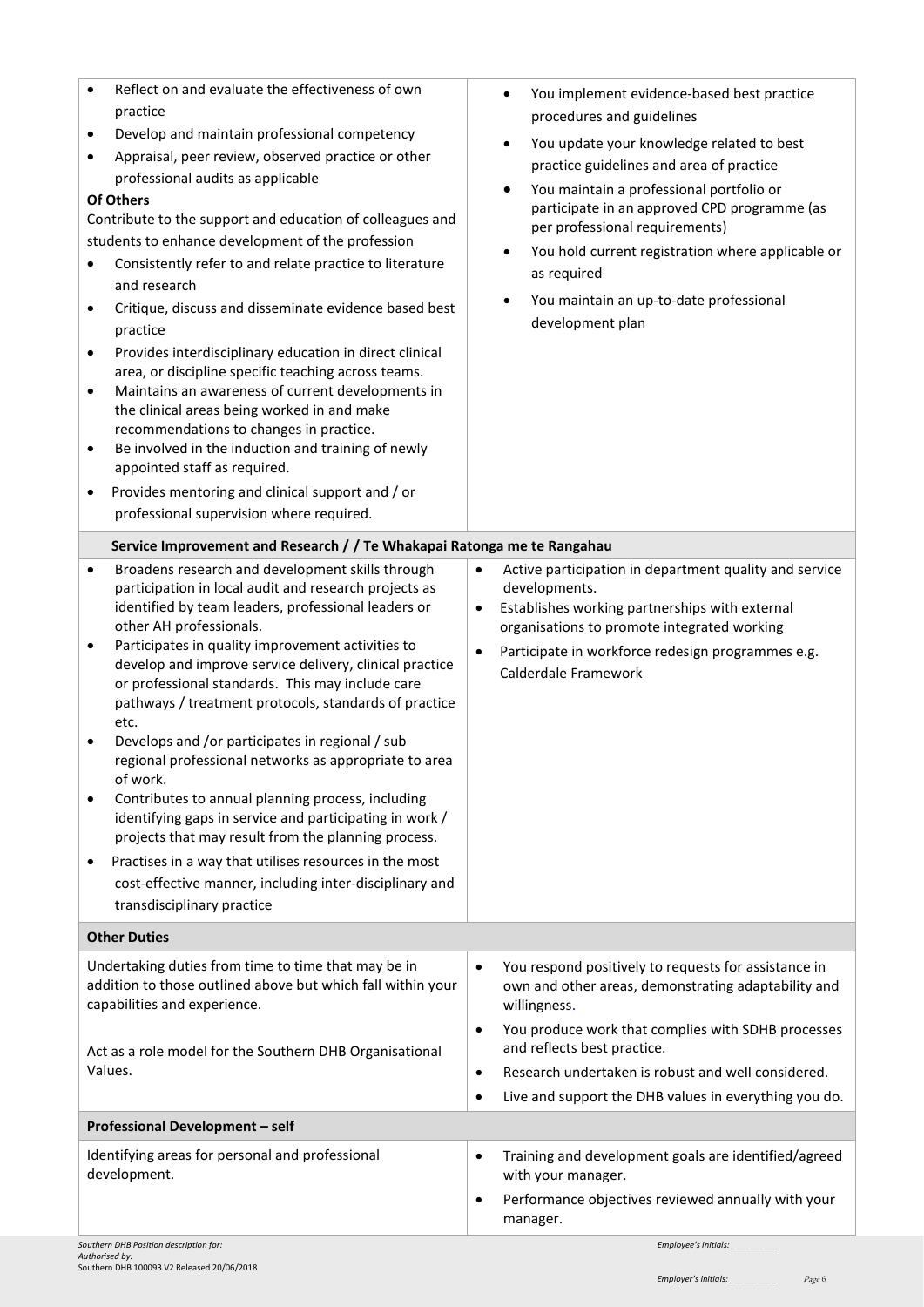| | |
|---|---|
| • Reflect on and evaluate the effectiveness of own practice<br>• Develop and maintain professional competency<br>• Appraisal, peer review, observed practice or other professional audits as applicable<br>**Of Others**<br>Contribute to the support and education of colleagues and students to enhance development of the profession<br>• Consistently refer to and relate practice to literature and research<br>• Critique, discuss and disseminate evidence based best practice<br>• Provides interdisciplinary education in direct clinical area, or discipline specific teaching across teams.<br>• Maintains an awareness of current developments in the clinical areas being worked in and make recommendations to changes in practice.<br>• Be involved in the induction and training of newly appointed staff as required.<br>• Provides mentoring and clinical support and / or professional supervision where required. | • You implement evidence-based best practice procedures and guidelines<br>• You update your knowledge related to best practice guidelines and area of practice<br>• You maintain a professional portfolio or participate in an approved CPD programme (as per professional requirements)<br>• You hold current registration where applicable or as required<br>• You maintain an up-to-date professional development plan |
| **Service Improvement and Research / / Te Whakapai Ratonga me te Rangahau** | |
| • Broadens research and development skills through participation in local audit and research projects as identified by team leaders, professional leaders or other AH professionals.<br>• Participates in quality improvement activities to develop and improve service delivery, clinical practice or professional standards. This may include care pathways / treatment protocols, standards of practice etc.<br>• Develops and /or participates in regional / sub regional professional networks as appropriate to area of work.<br>• Contributes to annual planning process, including identifying gaps in service and participating in work / projects that may result from the planning process.<br>• Practises in a way that utilises resources in the most cost-effective manner, including inter-disciplinary and transdisciplinary practice | • Active participation in department quality and service developments.<br>• Establishes working partnerships with external organisations to promote integrated working<br>• Participate in workforce redesign programmes e.g. Calderdale Framework |
| **Other Duties** | |
| Undertaking duties from time to time that may be in addition to those outlined above but which fall within your capabilities and experience.<br><br>Act as a role model for the Southern DHB Organisational Values. | • You respond positively to requests for assistance in own and other areas, demonstrating adaptability and willingness.<br>• You produce work that complies with SDHB processes and reflects best practice.<br>• Research undertaken is robust and well considered.<br>• Live and support the DHB values in everything you do. |
| **Professional Development – self** | |
| Identifying areas for personal and professional development. | • Training and development goals are identified/agreed with your manager.<br>• Performance objectives reviewed annually with your manager. |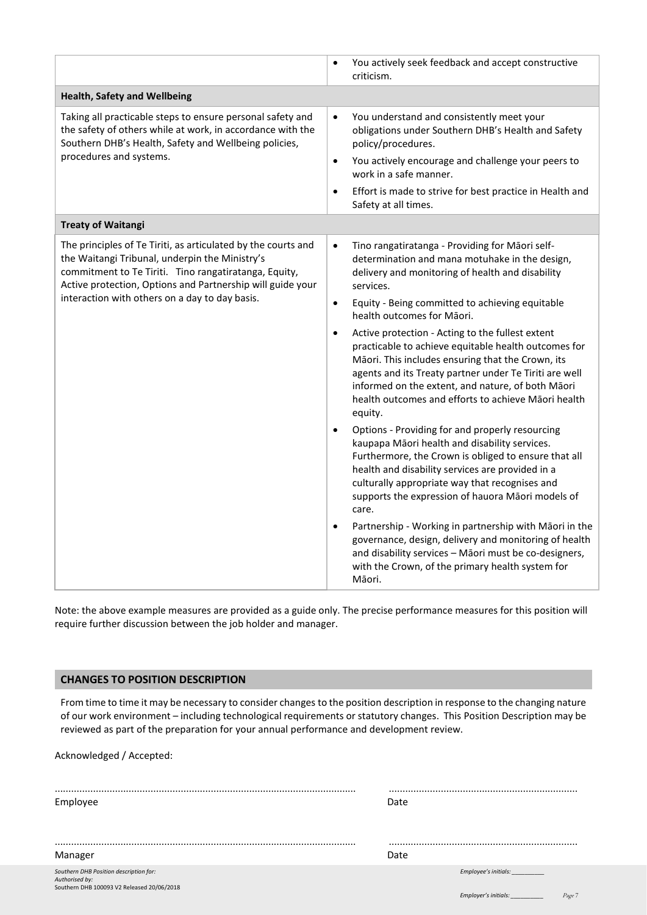| | |
|---|---|
| | • You actively seek feedback and accept constructive criticism. |
| **Health, Safety and Wellbeing** | |
| Taking all practicable steps to ensure personal safety and the safety of others while at work, in accordance with the Southern DHB's Health, Safety and Wellbeing policies, procedures and systems. | • You understand and consistently meet your obligations under Southern DHB's Health and Safety policy/procedures.<br>• You actively encourage and challenge your peers to work in a safe manner.<br>• Effort is made to strive for best practice in Health and Safety at all times. |
| **Treaty of Waitangi** | |
| The principles of Te Tiriti, as articulated by the courts and the Waitangi Tribunal, underpin the Ministry's commitment to Te Tiriti. Tino rangatiratanga, Equity, Active protection, Options and Partnership will guide your interaction with others on a day to day basis. | • Tino rangatiratanga - Providing for Māori self-determination and mana motuhake in the design, delivery and monitoring of health and disability services.<br>• Equity - Being committed to achieving equitable health outcomes for Māori.<br>• Active protection - Acting to the fullest extent practicable to achieve equitable health outcomes for Māori. This includes ensuring that the Crown, its agents and its Treaty partner under Te Tiriti are well informed on the extent, and nature, of both Māori health outcomes and efforts to achieve Māori health equity.<br>• Options - Providing for and properly resourcing kaupapa Māori health and disability services. Furthermore, the Crown is obliged to ensure that all health and disability services are provided in a culturally appropriate way that recognises and supports the expression of hauora Māori models of care.<br>• Partnership - Working in partnership with Māori in the governance, design, delivery and monitoring of health and disability services – Māori must be co-designers, with the Crown, of the primary health system for Māori. |

Note: the above example measures are provided as a guide only. The precise performance measures for this position will require further discussion between the job holder and manager.

## CHANGES TO POSITION DESCRIPTION

From time to time it may be necessary to consider changes to the position description in response to the changing nature of our work environment – including technological requirements or statutory changes. This Position Description may be reviewed as part of the preparation for your annual performance and development review.

Acknowledged / Accepted:

............................................................................................................ ....................................................................

Employee Date

............................................................................................................ ....................................................................

Manager Date